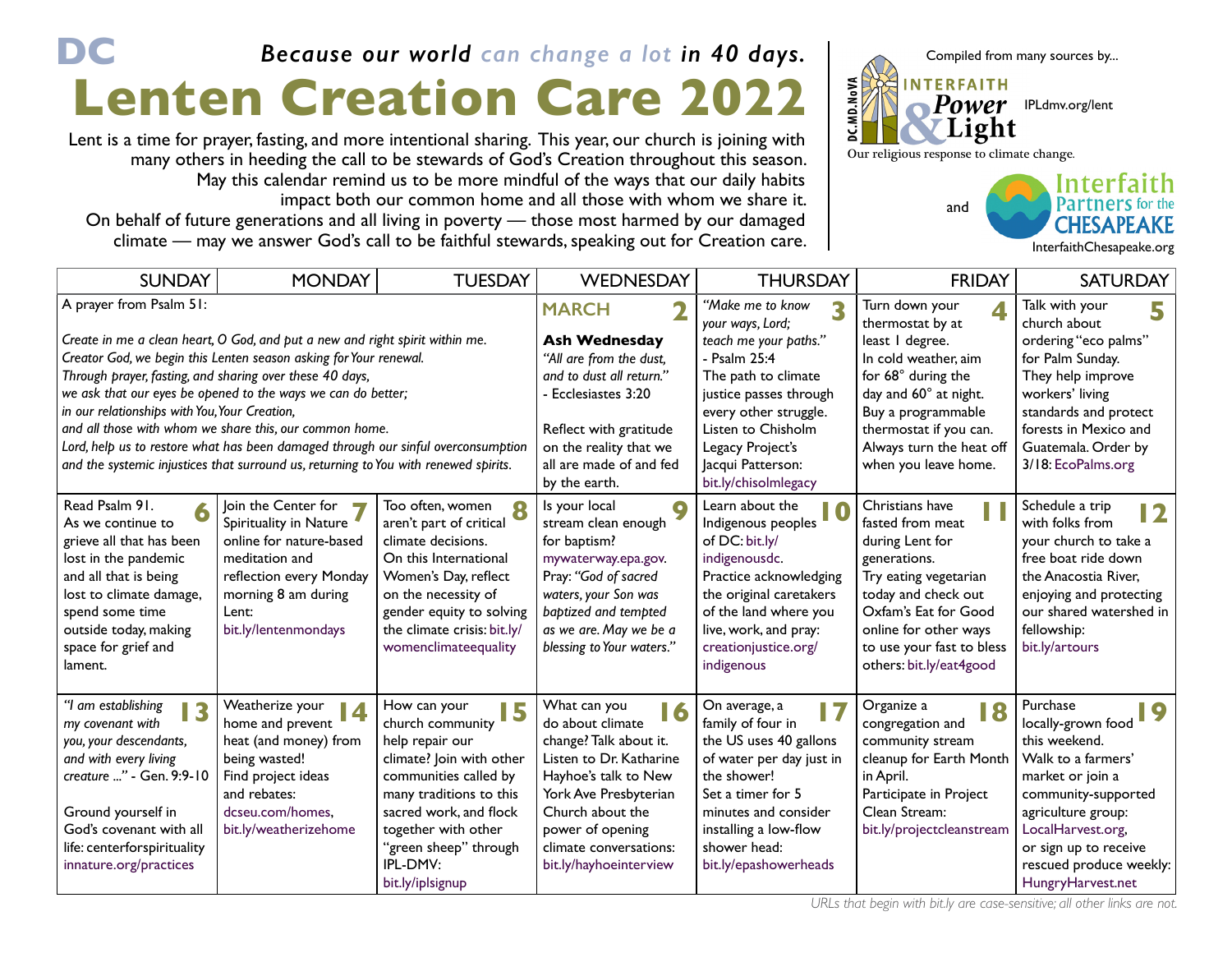# DC

*Because our world can change a lot in 40 days.*

# Lenten Creation Care 2022

Lent is a time for prayer, fasting, and more intentional sharing. This year, our church is joining with many others in heeding the call to be stewards of God's Creation throughout this season. May this calendar remind us to be more mindful of the ways that our daily habits impact both our common home and all those with whom we share it. On behalf of future generations and all living in poverty — those most harmed by our damaged climate — may we answer God's call to be faithful stewards, speaking out for Creation care.

Compiled from many sources by...

DC.MD.NoVA Interfaith Power & Light — Our religious response to climate change. IPLdmv.org/lent

and Interfaith Partners for the Chesapeake — InterfaithChesapeake.org

| SUNDAY | MONDAY | TUESDAY | WEDNESDAY | THURSDAY | FRIDAY | SATURDAY |
|---|---|---|---|---|---|---|
| A prayer from Psalm 51: *Create in me a clean heart, O God, and put a new and right spirit within me. Creator God, we begin this Lenten season asking for Your renewal. Through prayer, fasting, and sharing over these 40 days, we ask that our eyes be opened to the ways we can do better; in our relationships with You, Your Creation, and all those with whom we share this, our common home. Lord, help us to restore what has been damaged through our sinful overconsumption and the systemic injustices that surround us, returning to You with renewed spirits.* | | | **MARCH 2** **Ash Wednesday** *"All are from the dust, and to dust all return."* - Ecclesiastes 3:20 Reflect with gratitude on the reality that we are all made of and fed by the earth. | **3** *"Make me to know your ways, Lord; teach me your paths."* - Psalm 25:4 The path to climate justice passes through every other struggle. Listen to Chisholm Legacy Project's Jacqui Patterson: bit.ly/chisolmlegacy | **4** Turn down your thermostat by at least 1 degree. In cold weather, aim for 68° during the day and 60° at night. Buy a programmable thermostat if you can. Always turn the heat off when you leave home. | **5** Talk with your church about ordering "eco palms" for Palm Sunday. They help improve workers' living standards and protect forests in Mexico and Guatemala. Order by 3/18: EcoPalms.org |
| **6** Read Psalm 91. As we continue to grieve all that has been lost in the pandemic and all that is being lost to climate damage, spend some time outside today, making space for grief and lament. | **7** Join the Center for Spirituality in Nature online for nature-based meditation and reflection every Monday morning 8 am during Lent: bit.ly/lentenmondays | **8** Too often, women aren't part of critical climate decisions. On this International Women's Day, reflect on the necessity of gender equity to solving the climate crisis: bit.ly/womenclimateequality | **9** Is your local stream clean enough for baptism? mywaterway.epa.gov. Pray: *"God of sacred waters, your Son was baptized and tempted as we are. May we be a blessing to Your waters."* | **10** Learn about the Indigenous peoples of DC: bit.ly/indigenousdc. Practice acknowledging the original caretakers of the land where you live, work, and pray: creationjustice.org/indigenous | **11** Christians have fasted from meat during Lent for generations. Try eating vegetarian today and check out Oxfam's Eat for Good online for other ways to use your fast to bless others: bit.ly/eat4good | **12** Schedule a trip with folks from your church to take a free boat ride down the Anacostia River, enjoying and protecting our shared watershed in fellowship: bit.ly/artours |
| **13** *"I am establishing my covenant with you, your descendants, and with every living creature ..."* - Gen. 9:9-10 Ground yourself in God's covenant with all life: centerforspirituality innature.org/practices | **14** Weatherize your home and prevent heat (and money) from being wasted! Find project ideas and rebates: dcseu.com/homes, bit.ly/weatherizehome | **15** How can your church community help repair our climate? Join with other communities called by many traditions to this sacred work, and flock together with other "green sheep" through IPL-DMV: bit.ly/iplsignup | **16** What can you do about climate change? Talk about it. Listen to Dr. Katharine Hayhoe's talk to New York Ave Presbyterian Church about the power of opening climate conversations: bit.ly/hayhoeinterview | **17** On average, a family of four in the US uses 40 gallons of water per day just in the shower! Set a timer for 5 minutes and consider installing a low-flow shower head: bit.ly/epashowerheads | **18** Organize a congregation and community stream cleanup for Earth Month in April. Participate in Project Clean Stream: bit.ly/projectcleanstream | **19** Purchase locally-grown food this weekend. Walk to a farmers' market or join a community-supported agriculture group: LocalHarvest.org, or sign up to receive rescued produce weekly: HungryHarvest.net |

*URLs that begin with bit.ly are case-sensitive; all other links are not.*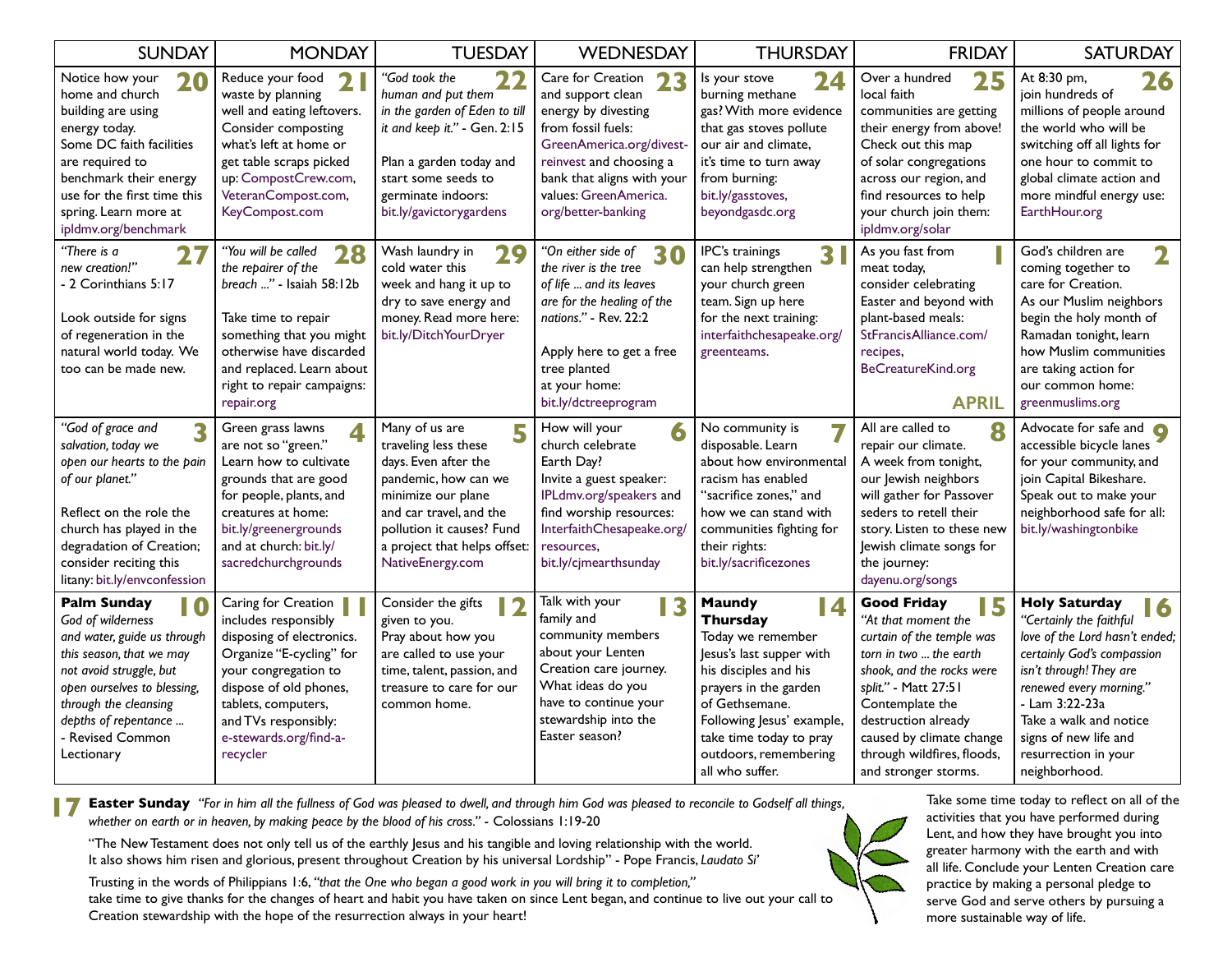| SUNDAY | MONDAY | TUESDAY | WEDNESDAY | THURSDAY | FRIDAY | SATURDAY |
|---|---|---|---|---|---|---|
| **20** Notice how your home and church building are using energy today. Some DC faith facilities are required to benchmark their energy use for the first time this spring. Learn more at ipldmv.org/benchmark | **21** Reduce your food waste by planning well and eating leftovers. Consider composting what's left at home or get table scraps picked up: CompostCrew.com, VeteranCompost.com, KeyCompost.com | **22** *"God took the human and put them in the garden of Eden to till it and keep it."* - Gen. 2:15 Plan a garden today and start some seeds to germinate indoors: bit.ly/gavictorygardens | **23** Care for Creation and support clean energy by divesting from fossil fuels: GreenAmerica.org/divest-reinvest and choosing a bank that aligns with your values: GreenAmerica.org/better-banking | **24** Is your stove burning methane gas? With more evidence that gas stoves pollute our air and climate, it's time to turn away from burning: bit.ly/gasstoves, beyondgasdc.org | **25** Over a hundred local faith communities are getting their energy from above! Check out this map of solar congregations across our region, and find resources to help your church join them: ipldmv.org/solar | **26** At 8:30 pm, join hundreds of millions of people around the world who will be switching off all lights for one hour to commit to global climate action and more mindful energy use: EarthHour.org |
| **27** *"There is a new creation!"* - 2 Corinthians 5:17 Look outside for signs of regeneration in the natural world today. We too can be made new. | **28** *"You will be called the repairer of the breach ..."* - Isaiah 58:12b Take time to repair something that you might otherwise have discarded and replaced. Learn about right to repair campaigns: repair.org | **29** Wash laundry in cold water this week and hang it up to dry to save energy and money. Read more here: bit.ly/DitchYourDryer | **30** *"On either side of the river is the tree of life ... and its leaves are for the healing of the nations."* - Rev. 22:2 Apply here to get a free tree planted at your home: bit.ly/dctreeprogram | **31** IPC's trainings can help strengthen your church green team. Sign up here for the next training: interfaithchesapeake.org/greenteams. | **1** **APRIL** As you fast from meat today, consider celebrating Easter and beyond with plant-based meals: StFrancisAlliance.com/recipes, BeCreatureKind.org | **2** God's children are coming together to care for Creation. As our Muslim neighbors begin the holy month of Ramadan tonight, learn how Muslim communities are taking action for our common home: greenmuslims.org |
| **3** *"God of grace and salvation, today we open our hearts to the pain of our planet."* Reflect on the role the church has played in the degradation of Creation; consider reciting this litany: bit.ly/envconfession | **4** Green grass lawns are not so "green." Learn how to cultivate grounds that are good for people, plants, and creatures at home: bit.ly/greenergrounds and at church: bit.ly/sacredchurchgrounds | **5** Many of us are traveling less these days. Even after the pandemic, how can we minimize our plane and car travel, and the pollution it causes? Fund a project that helps offset: NativeEnergy.com | **6** How will your church celebrate Earth Day? Invite a guest speaker: IPLdmv.org/speakers and find worship resources: InterfaithChesapeake.org/resources, bit.ly/cjmearthsunday | **7** No community is disposable. Learn about how environmental racism has enabled "sacrifice zones," and how we can stand with communities fighting for their rights: bit.ly/sacrificezones | **8** All are called to repair our climate. A week from tonight, our Jewish neighbors will gather for Passover seders to retell their story. Listen to these new Jewish climate songs for the journey: dayenu.org/songs | **9** Advocate for safe and accessible bicycle lanes for your community, and join Capital Bikeshare. Speak out to make your neighborhood safe for all: bit.ly/washingtonbike |
| **10** **Palm Sunday** *God of wilderness and water, guide us through this season, that we may not avoid struggle, but open ourselves to blessing, through the cleansing depths of repentance ...* - Revised Common Lectionary | **11** Caring for Creation includes responsibly disposing of electronics. Organize "E-cycling" for your congregation to dispose of old phones, tablets, computers, and TVs responsibly: e-stewards.org/find-a-recycler | **12** Consider the gifts given to you. Pray about how you are called to use your time, talent, passion, and treasure to care for our common home. | **13** Talk with your family and community members about your Lenten Creation care journey. What ideas do you have to continue your stewardship into the Easter season? | **14** **Maundy Thursday** Today we remember Jesus' last supper with his disciples and his prayers in the garden of Gethsemane. Following Jesus' example, take time today to pray outdoors, remembering all who suffer. | **15** **Good Friday** *"At that moment the curtain of the temple was torn in two ... the earth shook, and the rocks were split."* - Matt 27:51 Contemplate the destruction already caused by climate change through wildfires, floods, and stronger storms. | **16** **Holy Saturday** *"Certainly the faithful love of the Lord hasn't ended; certainly God's compassion isn't through! They are renewed every morning."* - Lam 3:22-23a Take a walk and notice signs of new life and resurrection in your neighborhood. |

**17** **Easter Sunday** *"For in him all the fullness of God was pleased to dwell, and through him God was pleased to reconcile to Godself all things, whether on earth or in heaven, by making peace by the blood of his cross."* - Colossians 1:19-20

"The New Testament does not only tell us of the earthly Jesus and his tangible and loving relationship with the world. It also shows him risen and glorious, present throughout Creation by his universal Lordship" - Pope Francis, *Laudato Si'*

Trusting in the words of Philippians 1:6, *"that the One who began a good work in you will bring it to completion,"* take time to give thanks for the changes of heart and habit you have taken on since Lent began, and continue to live out your call to Creation stewardship with the hope of the resurrection always in your heart!

Take some time today to reflect on all of the activities that you have performed during Lent, and how they have brought you into greater harmony with the earth and with all life. Conclude your Lenten Creation care practice by making a personal pledge to serve God and serve others by pursuing a more sustainable way of life.